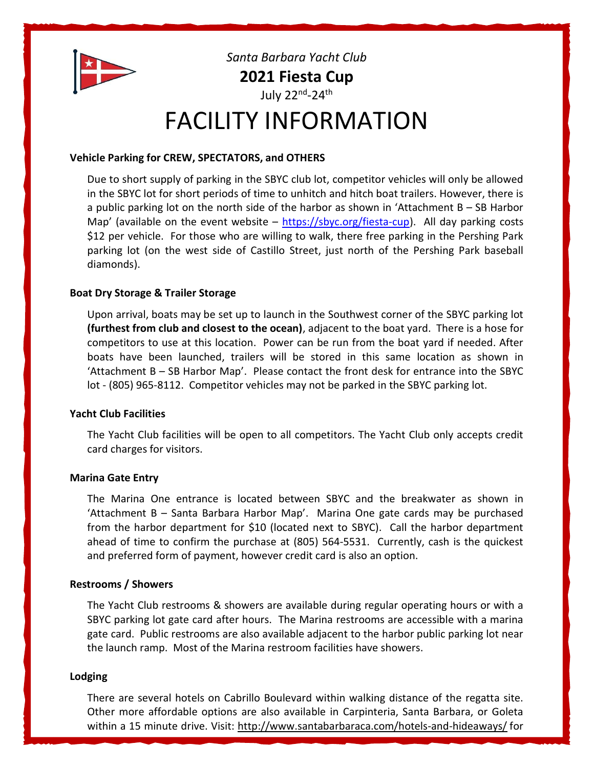*Santa Barbara Yacht Club*

**2021 Fiesta Cup**

July 22nd-24th

# FACILITY INFORMATION

### Vehicle Parking for CREW, SPECTATORS, and OTHERS

Due to short supply of parking in the SBYC club lot, competitor vehicles will only be allowed in the SBYC lot for short periods of time to unhitch and hitch boat trailers. However, there is a public parking lot on the north side of the harbor as shown in 'Attachment B – SB Harbor Map' (available on the event website – https://sbyc.org/fiesta-cup). All day parking costs $12 per vehicle. For those who are willing to walk, there free parking in the Pershing Park parking lot (on the west side of Castillo Street, just north of the Pershing Park baseball diamonds).

### Boat Dry Storage & Trailer Storage

Upon arrival, boats may be set up to launch in the Southwest corner of the SBYC parking lot **(furthest from club and closest to the ocean)**, adjacent to the boat yard. There is a hose for competitors to use at this location. Power can be run from the boat yard if needed. After boats have been launched, trailers will be stored in this same location as shown in 'Attachment B – SB Harbor Map'. Please contact the front desk for entrance into the SBYC lot - (805) 965-8112. Competitor vehicles may not be parked in the SBYC parking lot.

### Yacht Club Facilities

The Yacht Club facilities will be open to all competitors. The Yacht Club only accepts credit card charges for visitors.

### Marina Gate Entry

The Marina One entrance is located between SBYC and the breakwater as shown in 'Attachment B – Santa Barbara Harbor Map'. Marina One gate cards may be purchased from the harbor department for $10 (located next to SBYC). Call the harbor department ahead of time to confirm the purchase at (805) 564-5531. Currently, cash is the quickest and preferred form of payment, however credit card is also an option.

### Restrooms / Showers

The Yacht Club restrooms & showers are available during regular operating hours or with a SBYC parking lot gate card after hours. The Marina restrooms are accessible with a marina gate card. Public restrooms are also available adjacent to the harbor public parking lot near the launch ramp. Most of the Marina restroom facilities have showers.

### Lodging

There are several hotels on Cabrillo Boulevard within walking distance of the regatta site. Other more affordable options are also available in Carpinteria, Santa Barbara, or Goleta within a 15 minute drive. Visit: http://www.santabarbaraca.com/hotels-and-hideaways/ for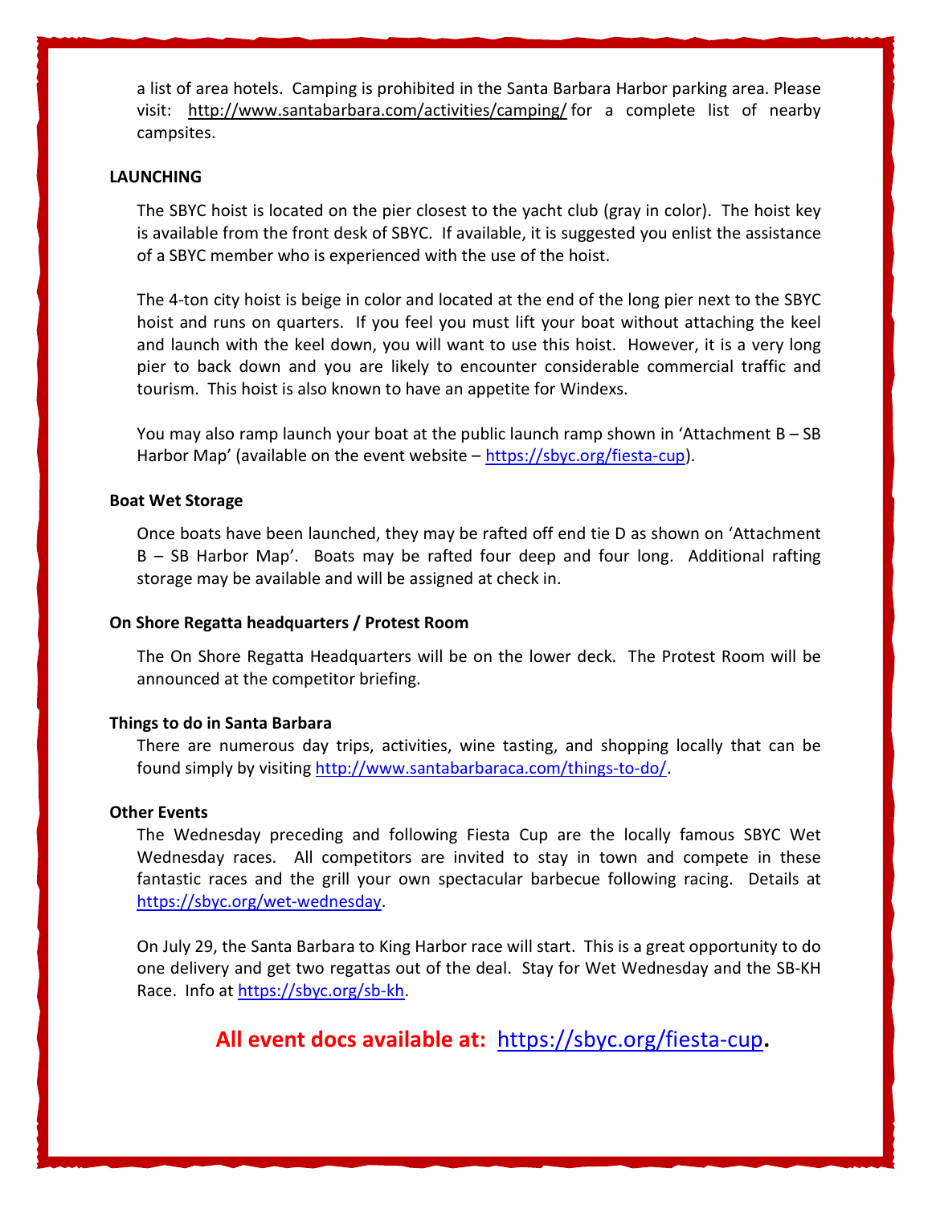a list of area hotels. Camping is prohibited in the Santa Barbara Harbor parking area. Please visit: http://www.santabarbara.com/activities/camping/ for a complete list of nearby campsites.

**LAUNCHING**

The SBYC hoist is located on the pier closest to the yacht club (gray in color). The hoist key is available from the front desk of SBYC. If available, it is suggested you enlist the assistance of a SBYC member who is experienced with the use of the hoist.

The 4-ton city hoist is beige in color and located at the end of the long pier next to the SBYC hoist and runs on quarters. If you feel you must lift your boat without attaching the keel and launch with the keel down, you will want to use this hoist. However, it is a very long pier to back down and you are likely to encounter considerable commercial traffic and tourism. This hoist is also known to have an appetite for Windexs.

You may also ramp launch your boat at the public launch ramp shown in 'Attachment B – SB Harbor Map' (available on the event website – https://sbyc.org/fiesta-cup).

**Boat Wet Storage**

Once boats have been launched, they may be rafted off end tie D as shown on 'Attachment B – SB Harbor Map'. Boats may be rafted four deep and four long. Additional rafting storage may be available and will be assigned at check in.

**On Shore Regatta headquarters / Protest Room**

The On Shore Regatta Headquarters will be on the lower deck. The Protest Room will be announced at the competitor briefing.

**Things to do in Santa Barbara**

There are numerous day trips, activities, wine tasting, and shopping locally that can be found simply by visiting http://www.santabarbaraca.com/things-to-do/.

**Other Events**

The Wednesday preceding and following Fiesta Cup are the locally famous SBYC Wet Wednesday races. All competitors are invited to stay in town and compete in these fantastic races and the grill your own spectacular barbecue following racing. Details at https://sbyc.org/wet-wednesday.

On July 29, the Santa Barbara to King Harbor race will start. This is a great opportunity to do one delivery and get two regattas out of the deal. Stay for Wet Wednesday and the SB-KH Race. Info at https://sbyc.org/sb-kh.

**All event docs available at: https://sbyc.org/fiesta-cup.**